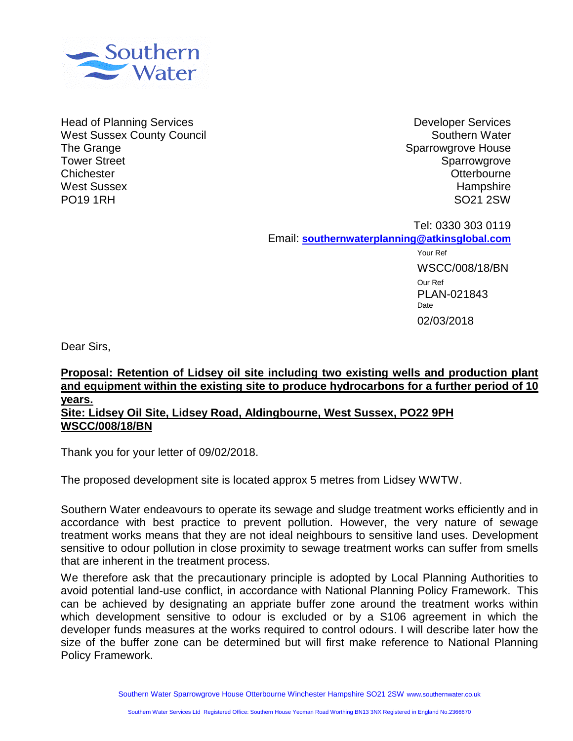Southern Water

Head of Planning Services
West Sussex County Council
The Grange
Tower Street
Chichester
West Sussex
PO19 1RH

Developer Services
Southern Water
Sparrowgrove House
Sparrowgrove
Otterbourne
Hampshire
SO21 2SW

Tel: 0330 303 0119
Email: **southernwaterplanning@atkinsglobal.com**

Your Ref
WSCC/008/18/BN
Our Ref
PLAN-021843
Date
02/03/2018

Dear Sirs,

**Proposal: Retention of Lidsey oil site including two existing wells and production plant and equipment within the existing site to produce hydrocarbons for a further period of 10 years.**
**Site: Lidsey Oil Site, Lidsey Road, Aldingbourne, West Sussex, PO22 9PH**
**WSCC/008/18/BN**

Thank you for your letter of 09/02/2018.

The proposed development site is located approx 5 metres from Lidsey WWTW.

Southern Water endeavours to operate its sewage and sludge treatment works efficiently and in accordance with best practice to prevent pollution. However, the very nature of sewage treatment works means that they are not ideal neighbours to sensitive land uses. Development sensitive to odour pollution in close proximity to sewage treatment works can suffer from smells that are inherent in the treatment process.

We therefore ask that the precautionary principle is adopted by Local Planning Authorities to avoid potential land-use conflict, in accordance with National Planning Policy Framework. This can be achieved by designating an appriate buffer zone around the treatment works within which development sensitive to odour is excluded or by a S106 agreement in which the developer funds measures at the works required to control odours. I will describe later how the size of the buffer zone can be determined but will first make reference to National Planning Policy Framework.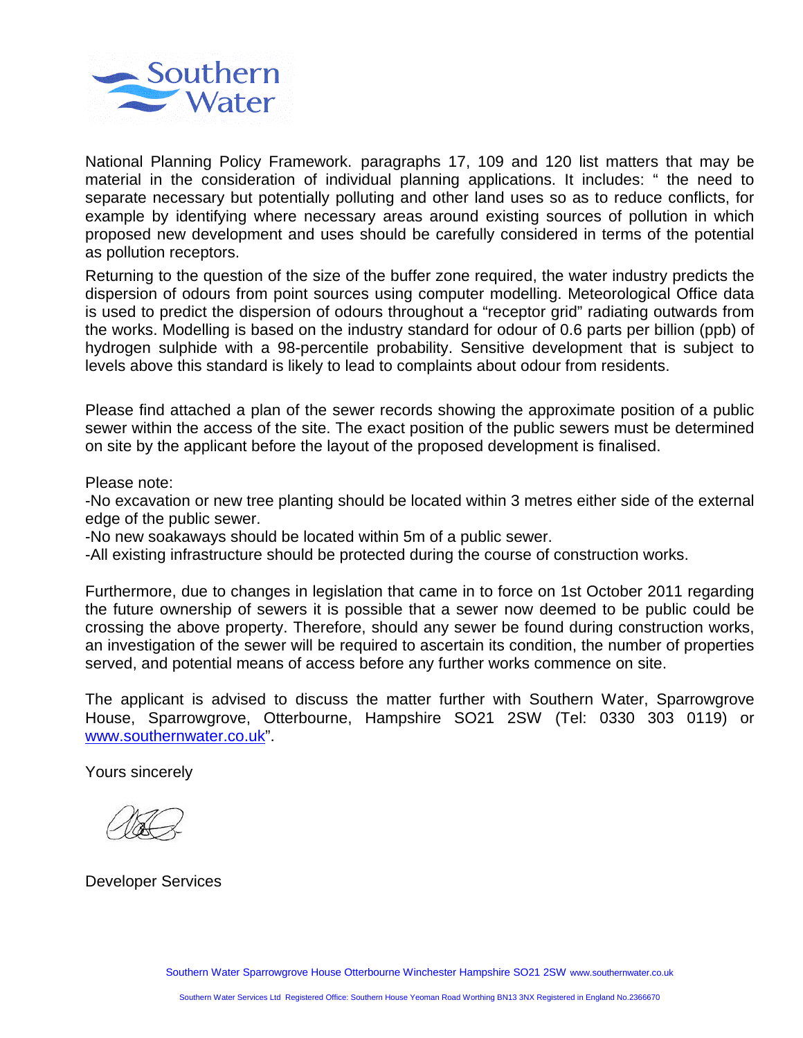National Planning Policy Framework. paragraphs 17, 109 and 120 list matters that may be material in the consideration of individual planning applications. It includes: " the need to separate necessary but potentially polluting and other land uses so as to reduce conflicts, for example by identifying where necessary areas around existing sources of pollution in which proposed new development and uses should be carefully considered in terms of the potential as pollution receptors.

Returning to the question of the size of the buffer zone required, the water industry predicts the dispersion of odours from point sources using computer modelling. Meteorological Office data is used to predict the dispersion of odours throughout a "receptor grid" radiating outwards from the works. Modelling is based on the industry standard for odour of 0.6 parts per billion (ppb) of hydrogen sulphide with a 98-percentile probability. Sensitive development that is subject to levels above this standard is likely to lead to complaints about odour from residents.

Please find attached a plan of the sewer records showing the approximate position of a public sewer within the access of the site. The exact position of the public sewers must be determined on site by the applicant before the layout of the proposed development is finalised.

Please note:
-No excavation or new tree planting should be located within 3 metres either side of the external edge of the public sewer.
-No new soakaways should be located within 5m of a public sewer.
-All existing infrastructure should be protected during the course of construction works.

Furthermore, due to changes in legislation that came in to force on 1st October 2011 regarding the future ownership of sewers it is possible that a sewer now deemed to be public could be crossing the above property. Therefore, should any sewer be found during construction works, an investigation of the sewer will be required to ascertain its condition, the number of properties served, and potential means of access before any further works commence on site.

The applicant is advised to discuss the matter further with Southern Water, Sparrowgrove House, Sparrowgrove, Otterbourne, Hampshire SO21 2SW (Tel: 0330 303 0119) or www.southernwater.co.uk".

Yours sincerely

Developer Services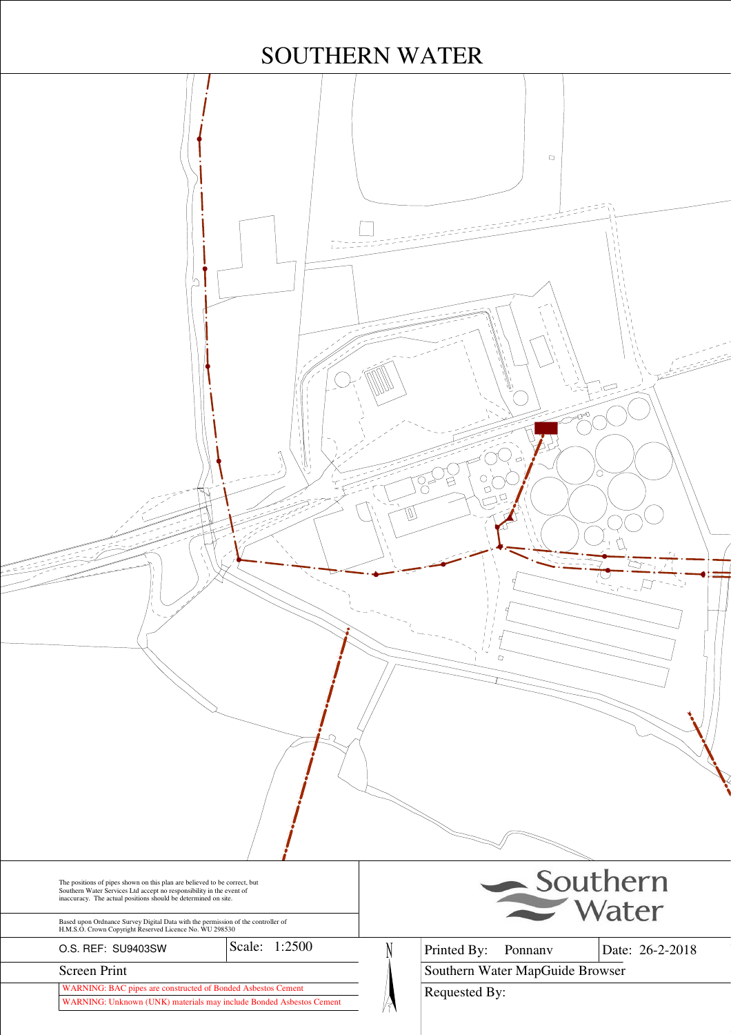# SOUTHERN WATER

The positions of pipes shown on this plan are believed to be correct, but Southern Water Services Ltd accept no responsibility in the event of inaccuracy. The actual positions should be determined on site.

Based upon Ordnance Survey Digital Data with the permission of the controller of H.M.S.O. Crown Copyright Reserved Licence No. WU 298530

Southern Water

| | | | |
|---|---|---|---|
| O.S. REF: SU9403SW | Scale: 1:2500 | Printed By: Ponnanv | Date: 26-2-2018 |
| Screen Print | | Southern Water MapGuide Browser | |
| WARNING: BAC pipes are constructed of Bonded Asbestos Cement | | Requested By: | |
| WARNING: Unknown (UNK) materials may include Bonded Asbestos Cement | | | |

N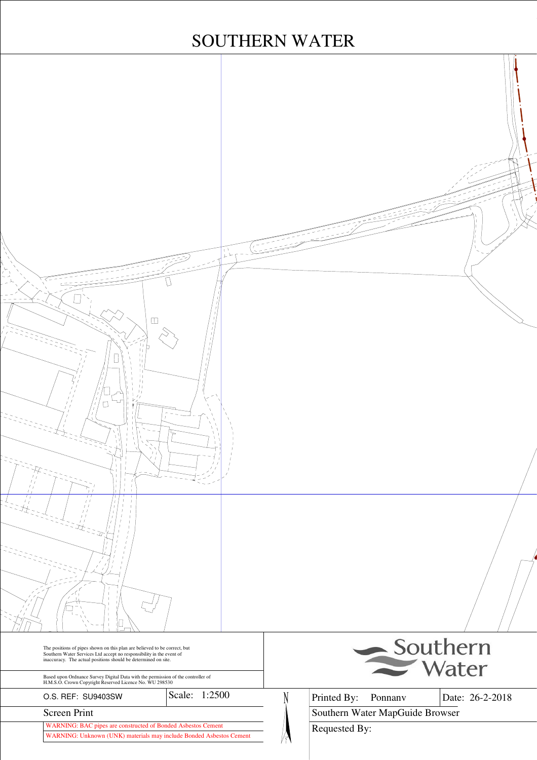# SOUTHERN WATER

The positions of pipes shown on this plan are believed to be correct, but Southern Water Services Ltd accept no responsibility in the event of inaccuracy. The actual positions should be determined on site.

Based upon Ordnance Survey Digital Data with the permission of the controller of H.M.S.O. Crown Copyright Reserved Licence No. WU 298530

Southern Water

| | | | |
|---|---|---|---|
| O.S. REF: SU9403SW | Scale: 1:2500 | Printed By: Ponnanv | Date: 26-2-2018 |
| Screen Print | | Southern Water MapGuide Browser | |
| WARNING: BAC pipes are constructed of Bonded Asbestos Cement | | Requested By: | |
| WARNING: Unknown (UNK) materials may include Bonded Asbestos Cement | | | |

N